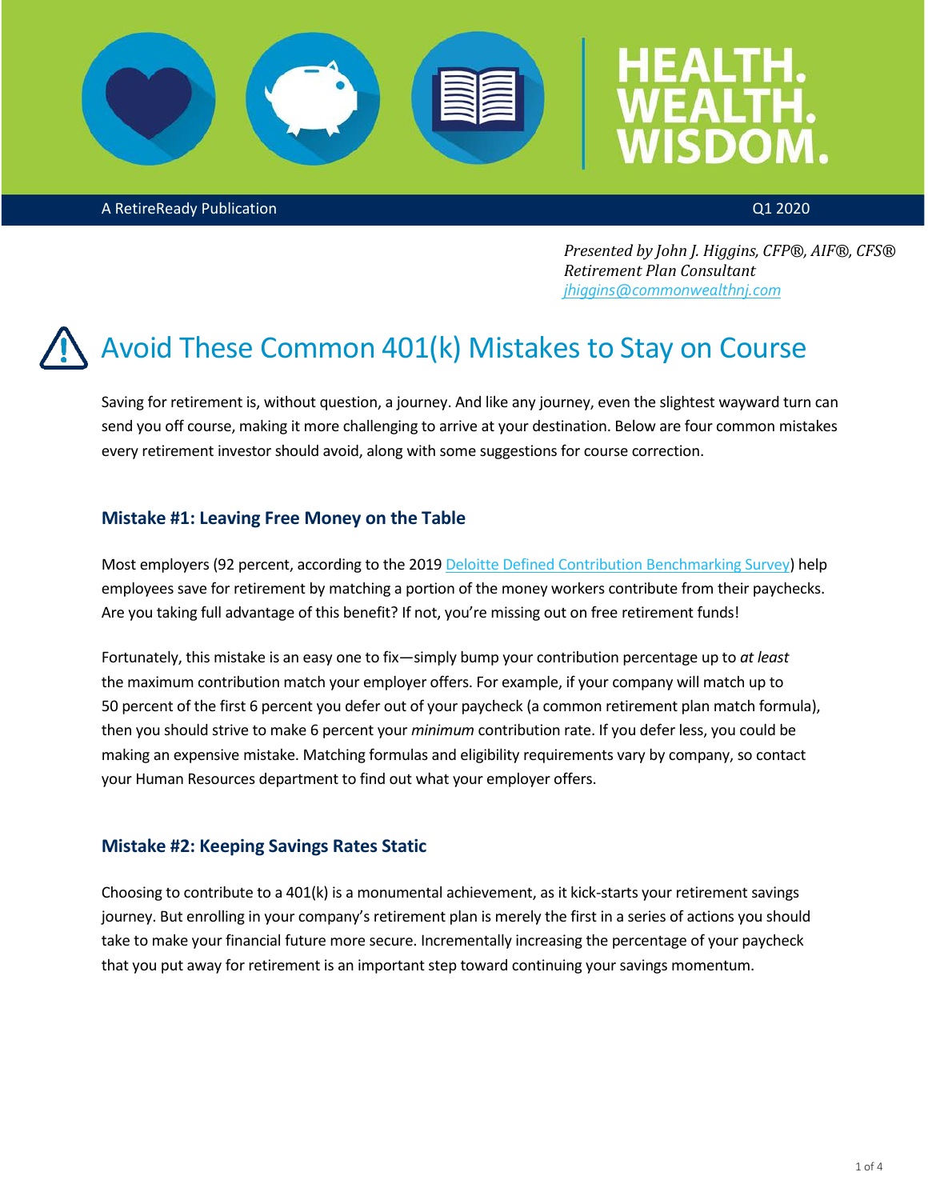# HEALTH. WEALTH. WISDOM.

A RetireReady Publication

Q1 2020

*Presented by John J. Higgins, CFP®, AIF®, CFS®*
*Retirement Plan Consultant*
*jhiggins@commonwealthnj.com*

## Avoid These Common 401(k) Mistakes to Stay on Course

Saving for retirement is, without question, a journey. And like any journey, even the slightest wayward turn can send you off course, making it more challenging to arrive at your destination. Below are four common mistakes every retirement investor should avoid, along with some suggestions for course correction.

### Mistake #1: Leaving Free Money on the Table

Most employers (92 percent, according to the 2019 Deloitte Defined Contribution Benchmarking Survey) help employees save for retirement by matching a portion of the money workers contribute from their paychecks. Are you taking full advantage of this benefit? If not, you're missing out on free retirement funds!

Fortunately, this mistake is an easy one to fix—simply bump your contribution percentage up to *at least* the maximum contribution match your employer offers. For example, if your company will match up to 50 percent of the first 6 percent you defer out of your paycheck (a common retirement plan match formula), then you should strive to make 6 percent your *minimum* contribution rate. If you defer less, you could be making an expensive mistake. Matching formulas and eligibility requirements vary by company, so contact your Human Resources department to find out what your employer offers.

### Mistake #2: Keeping Savings Rates Static

Choosing to contribute to a 401(k) is a monumental achievement, as it kick-starts your retirement savings journey. But enrolling in your company's retirement plan is merely the first in a series of actions you should take to make your financial future more secure. Incrementally increasing the percentage of your paycheck that you put away for retirement is an important step toward continuing your savings momentum.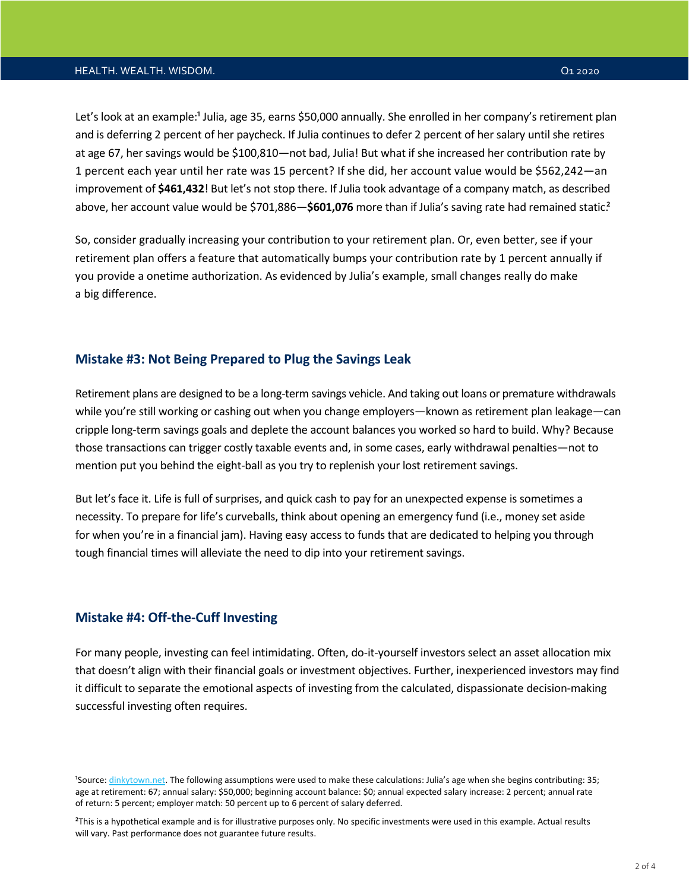Let's look at an example:[1] Julia, age 35, earns $50,000 annually. She enrolled in her company's retirement plan and is deferring 2 percent of her paycheck. If Julia continues to defer 2 percent of her salary until she retires at age 67, her savings would be $100,810—not bad, Julia! But what if she increased her contribution rate by 1 percent each year until her rate was 15 percent? If she did, her account value would be $562,242—an improvement of **$461,432**! But let's not stop there. If Julia took advantage of a company match, as described above, her account value would be $701,886—**$601,076** more than if Julia's saving rate had remained static.[2]

So, consider gradually increasing your contribution to your retirement plan. Or, even better, see if your retirement plan offers a feature that automatically bumps your contribution rate by 1 percent annually if you provide a onetime authorization. As evidenced by Julia's example, small changes really do make a big difference.

## Mistake #3: Not Being Prepared to Plug the Savings Leak

Retirement plans are designed to be a long-term savings vehicle. And taking out loans or premature withdrawals while you're still working or cashing out when you change employers—known as retirement plan leakage—can cripple long-term savings goals and deplete the account balances you worked so hard to build. Why? Because those transactions can trigger costly taxable events and, in some cases, early withdrawal penalties—not to mention put you behind the eight-ball as you try to replenish your lost retirement savings.

But let's face it. Life is full of surprises, and quick cash to pay for an unexpected expense is sometimes a necessity. To prepare for life's curveballs, think about opening an emergency fund (i.e., money set aside for when you're in a financial jam). Having easy access to funds that are dedicated to helping you through tough financial times will alleviate the need to dip into your retirement savings.

## Mistake #4: Off-the-Cuff Investing

For many people, investing can feel intimidating. Often, do-it-yourself investors select an asset allocation mix that doesn't align with their financial goals or investment objectives. Further, inexperienced investors may find it difficult to separate the emotional aspects of investing from the calculated, dispassionate decision-making successful investing often requires.

---

[1] Source: dinkytown.net. The following assumptions were used to make these calculations: Julia's age when she begins contributing: 35; age at retirement: 67; annual salary: $50,000; beginning account balance: $0; annual expected salary increase: 2 percent; annual rate of return: 5 percent; employer match: 50 percent up to 6 percent of salary deferred.

[2] This is a hypothetical example and is for illustrative purposes only. No specific investments were used in this example. Actual results will vary. Past performance does not guarantee future results.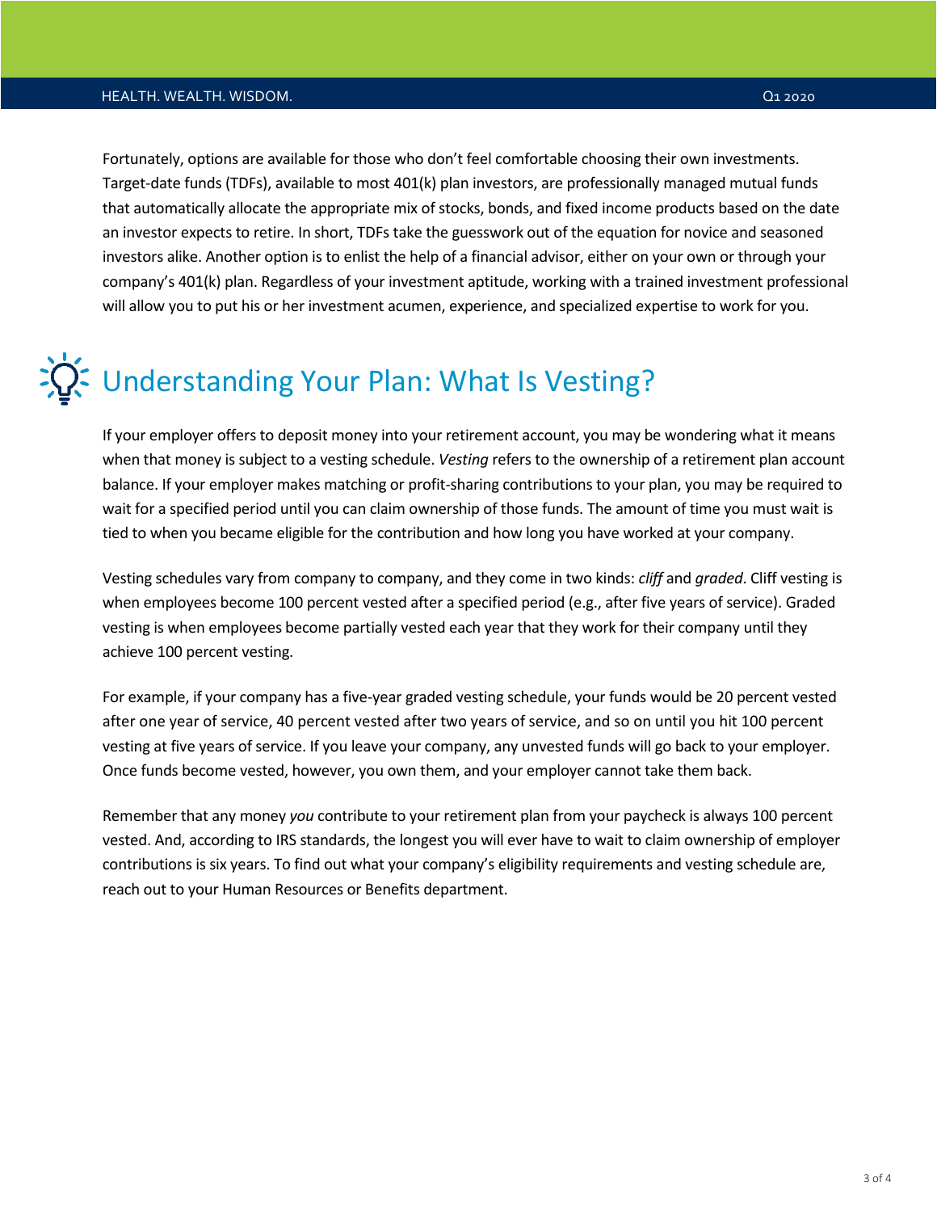Fortunately, options are available for those who don't feel comfortable choosing their own investments. Target-date funds (TDFs), available to most 401(k) plan investors, are professionally managed mutual funds that automatically allocate the appropriate mix of stocks, bonds, and fixed income products based on the date an investor expects to retire. In short, TDFs take the guesswork out of the equation for novice and seasoned investors alike. Another option is to enlist the help of a financial advisor, either on your own or through your company's 401(k) plan. Regardless of your investment aptitude, working with a trained investment professional will allow you to put his or her investment acumen, experience, and specialized expertise to work for you.

## Understanding Your Plan: What Is Vesting?

If your employer offers to deposit money into your retirement account, you may be wondering what it means when that money is subject to a vesting schedule. *Vesting* refers to the ownership of a retirement plan account balance. If your employer makes matching or profit-sharing contributions to your plan, you may be required to wait for a specified period until you can claim ownership of those funds. The amount of time you must wait is tied to when you became eligible for the contribution and how long you have worked at your company.

Vesting schedules vary from company to company, and they come in two kinds: *cliff* and *graded*. Cliff vesting is when employees become 100 percent vested after a specified period (e.g., after five years of service). Graded vesting is when employees become partially vested each year that they work for their company until they achieve 100 percent vesting.

For example, if your company has a five-year graded vesting schedule, your funds would be 20 percent vested after one year of service, 40 percent vested after two years of service, and so on until you hit 100 percent vesting at five years of service. If you leave your company, any unvested funds will go back to your employer. Once funds become vested, however, you own them, and your employer cannot take them back.

Remember that any money *you* contribute to your retirement plan from your paycheck is always 100 percent vested. And, according to IRS standards, the longest you will ever have to wait to claim ownership of employer contributions is six years. To find out what your company's eligibility requirements and vesting schedule are, reach out to your Human Resources or Benefits department.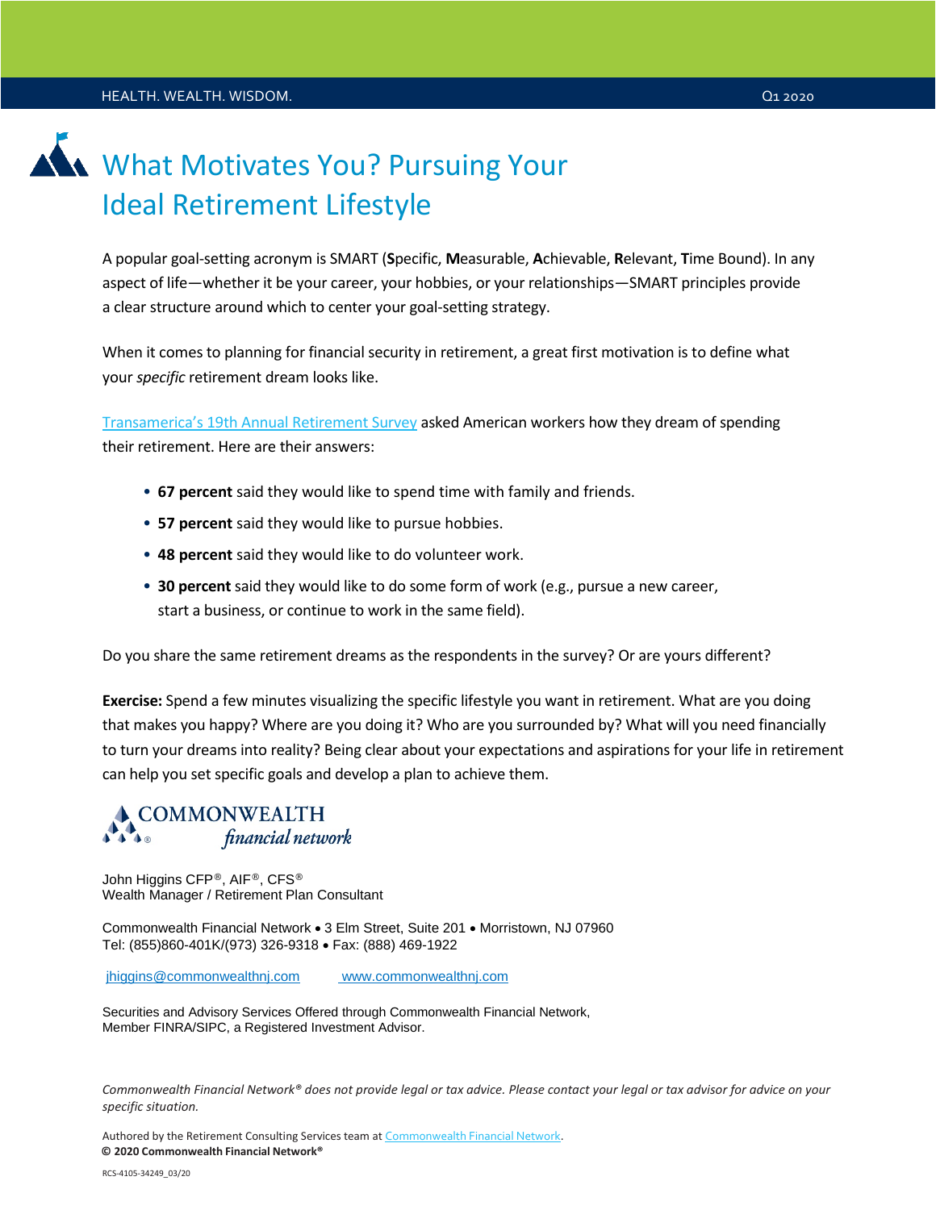HEALTH. WEALTH. WISDOM.

Q1 2020

# What Motivates You? Pursuing Your Ideal Retirement Lifestyle

A popular goal-setting acronym is SMART (**S**pecific, **M**easurable, **A**chievable, **R**elevant, **T**ime Bound). In any aspect of life—whether it be your career, your hobbies, or your relationships—SMART principles provide a clear structure around which to center your goal-setting strategy.

When it comes to planning for financial security in retirement, a great first motivation is to define what your *specific* retirement dream looks like.

Transamerica's 19th Annual Retirement Survey asked American workers how they dream of spending their retirement. Here are their answers:

- **67 percent** said they would like to spend time with family and friends.
- **57 percent** said they would like to pursue hobbies.
- **48 percent** said they would like to do volunteer work.
- **30 percent** said they would like to do some form of work (e.g., pursue a new career, start a business, or continue to work in the same field).

Do you share the same retirement dreams as the respondents in the survey? Or are yours different?

**Exercise:** Spend a few minutes visualizing the specific lifestyle you want in retirement. What are you doing that makes you happy? Where are you doing it? Who are you surrounded by? What will you need financially to turn your dreams into reality? Being clear about your expectations and aspirations for your life in retirement can help you set specific goals and develop a plan to achieve them.

COMMONWEALTH *financial network*®

John Higgins CFP®, AIF®, CFS®
Wealth Manager / Retirement Plan Consultant

Commonwealth Financial Network • 3 Elm Street, Suite 201 • Morristown, NJ 07960
Tel: (855)860-401K/(973) 326-9318 • Fax: (888) 469-1922

jhiggins@commonwealthnj.com www.commonwealthnj.com

Securities and Advisory Services Offered through Commonwealth Financial Network, Member FINRA/SIPC, a Registered Investment Advisor.

*Commonwealth Financial Network® does not provide legal or tax advice. Please contact your legal or tax advisor for advice on your specific situation.*

Authored by the Retirement Consulting Services team at Commonwealth Financial Network.
**© 2020 Commonwealth Financial Network®**

RCS-4105-34249_03/20